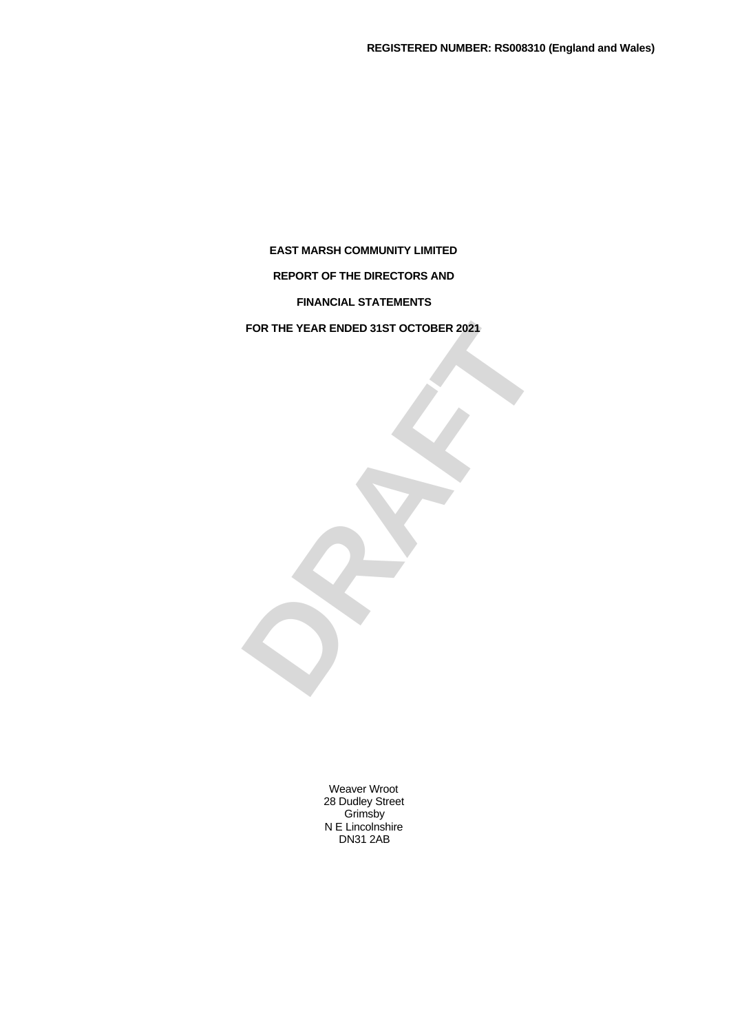**REGISTERED NUMBER: RS008310 (England and Wales)**

**EAST MARSH COMMUNITY LIMITED**

**REPORT OF THE DIRECTORS AND**

**FINANCIAL STATEMENTS**

**FOR THE YEAR ENDED 31ST OCTOBER 2021**

DRAFT

Weaver Wroot
28 Dudley Street
Grimsby
N E Lincolnshire
DN31 2AB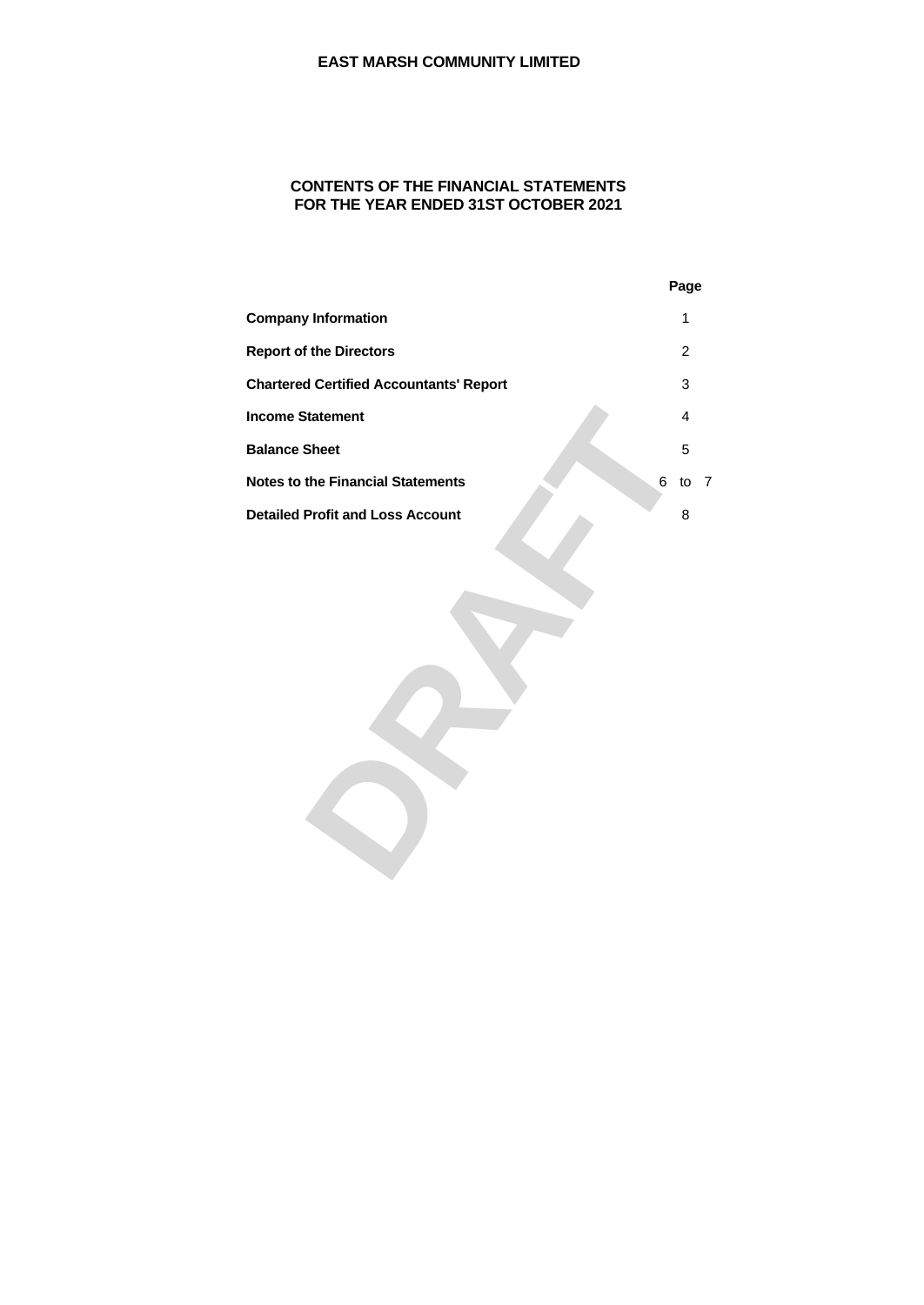**EAST MARSH COMMUNITY LIMITED**

## CONTENTS OF THE FINANCIAL STATEMENTS
## FOR THE YEAR ENDED 31ST OCTOBER 2021

| | Page |
|---|---|
| **Company Information** | 1 |
| **Report of the Directors** | 2 |
| **Chartered Certified Accountants' Report** | 3 |
| **Income Statement** | 4 |
| **Balance Sheet** | 5 |
| **Notes to the Financial Statements** | 6 to 7 |
| **Detailed Profit and Loss Account** | 8 |

DRAFT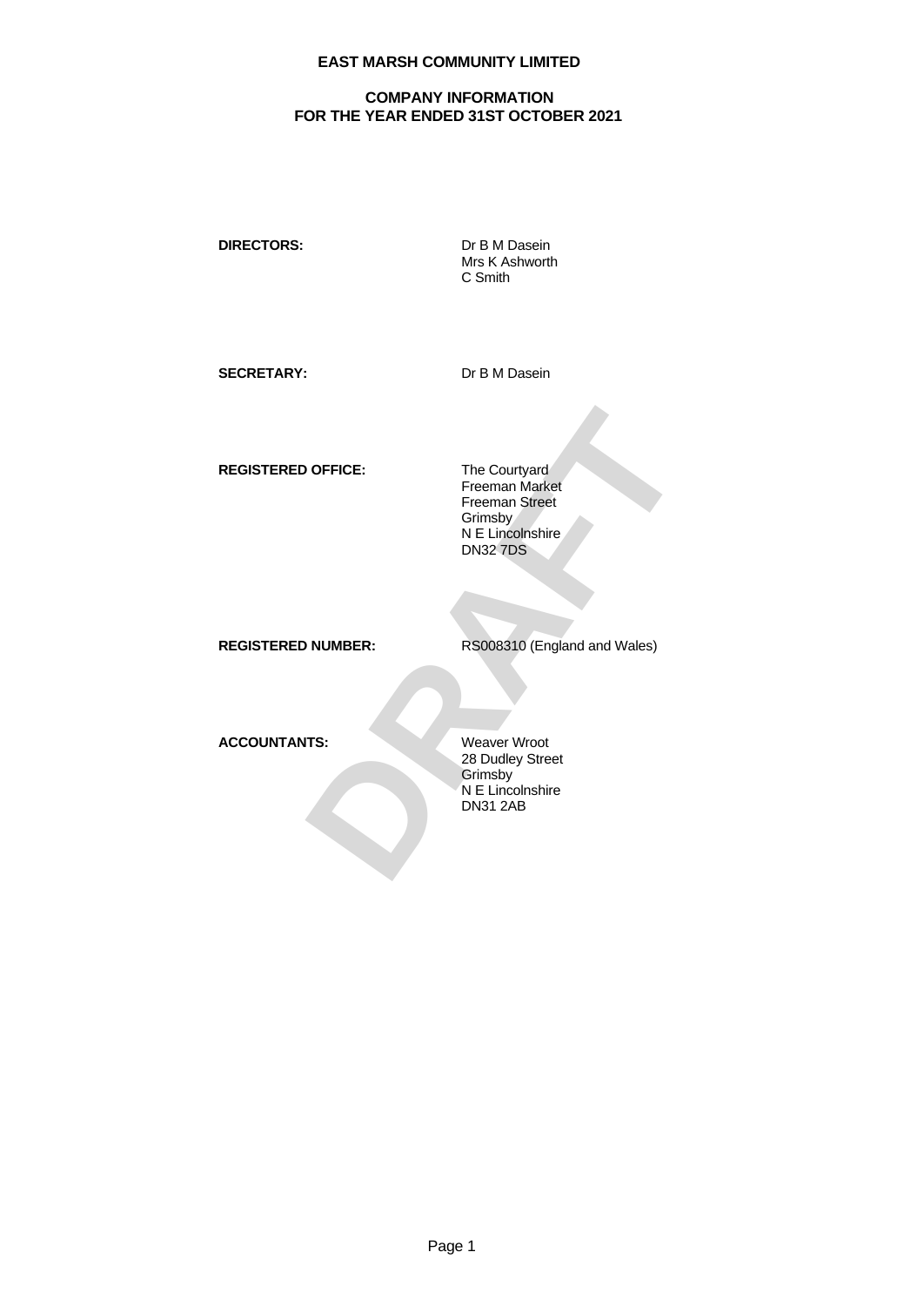# EAST MARSH COMMUNITY LIMITED

## COMPANY INFORMATION
## FOR THE YEAR ENDED 31ST OCTOBER 2021

| | |
|---|---|
| **DIRECTORS:** | Dr B M Dasein<br>Mrs K Ashworth<br>C Smith |
| **SECRETARY:** | Dr B M Dasein |
| **REGISTERED OFFICE:** | The Courtyard<br>Freeman Market<br>Freeman Street<br>Grimsby<br>N E Lincolnshire<br>DN32 7DS |
| **REGISTERED NUMBER:** | RS008310 (England and Wales) |
| **ACCOUNTANTS:** | Weaver Wroot<br>28 Dudley Street<br>Grimsby<br>N E Lincolnshire<br>DN31 2AB |

DRAFT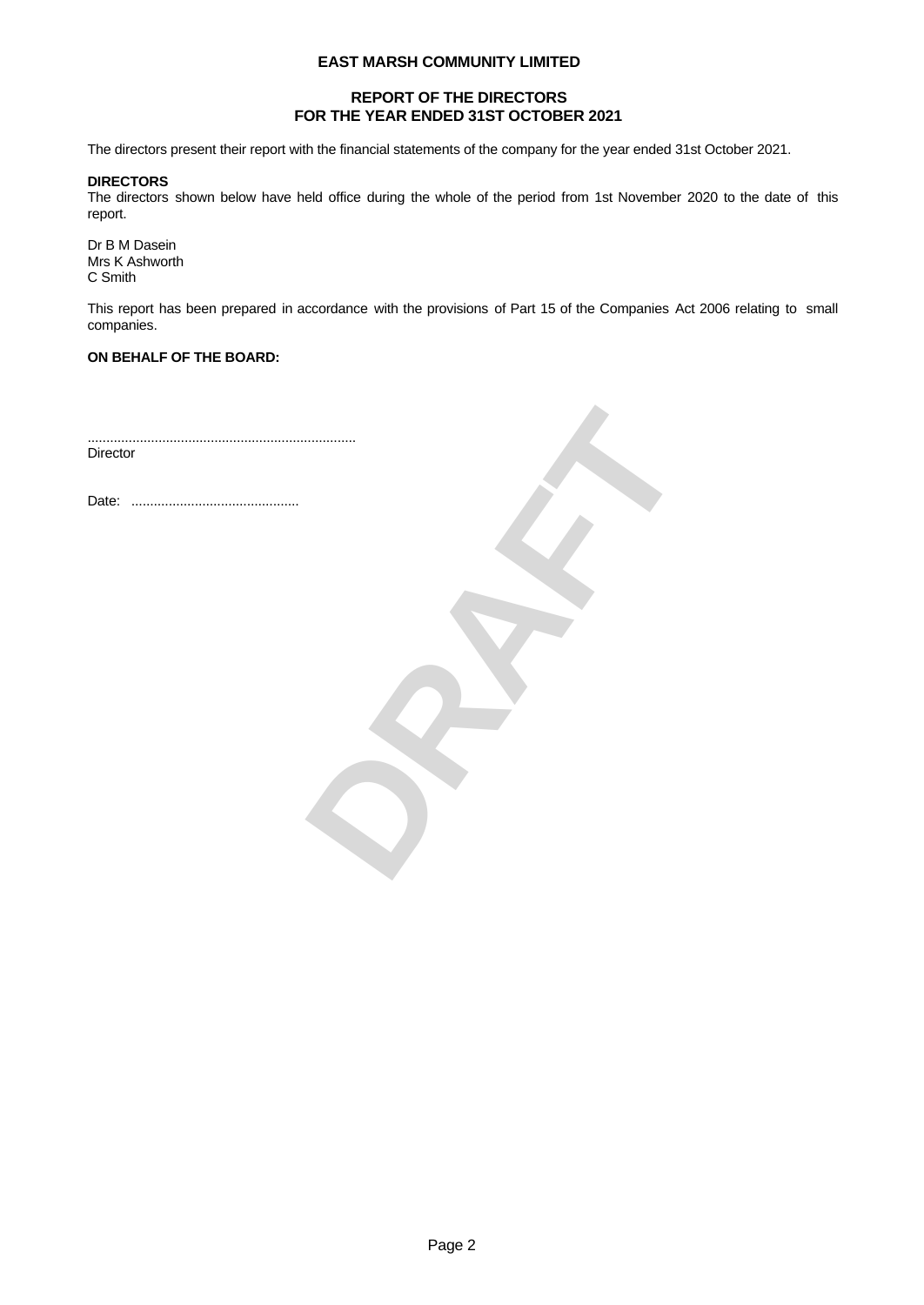# EAST MARSH COMMUNITY LIMITED

## REPORT OF THE DIRECTORS
## FOR THE YEAR ENDED 31ST OCTOBER 2021

The directors present their report with the financial statements of the company for the year ended 31st October 2021.

**DIRECTORS**

The directors shown below have held office during the whole of the period from 1st November 2020 to the date of this report.

Dr B M Dasein
Mrs K Ashworth
C Smith

This report has been prepared in accordance with the provisions of Part 15 of the Companies Act 2006 relating to small companies.

**ON BEHALF OF THE BOARD:**

........................................................................
Director

Date: .............................................

DRAFT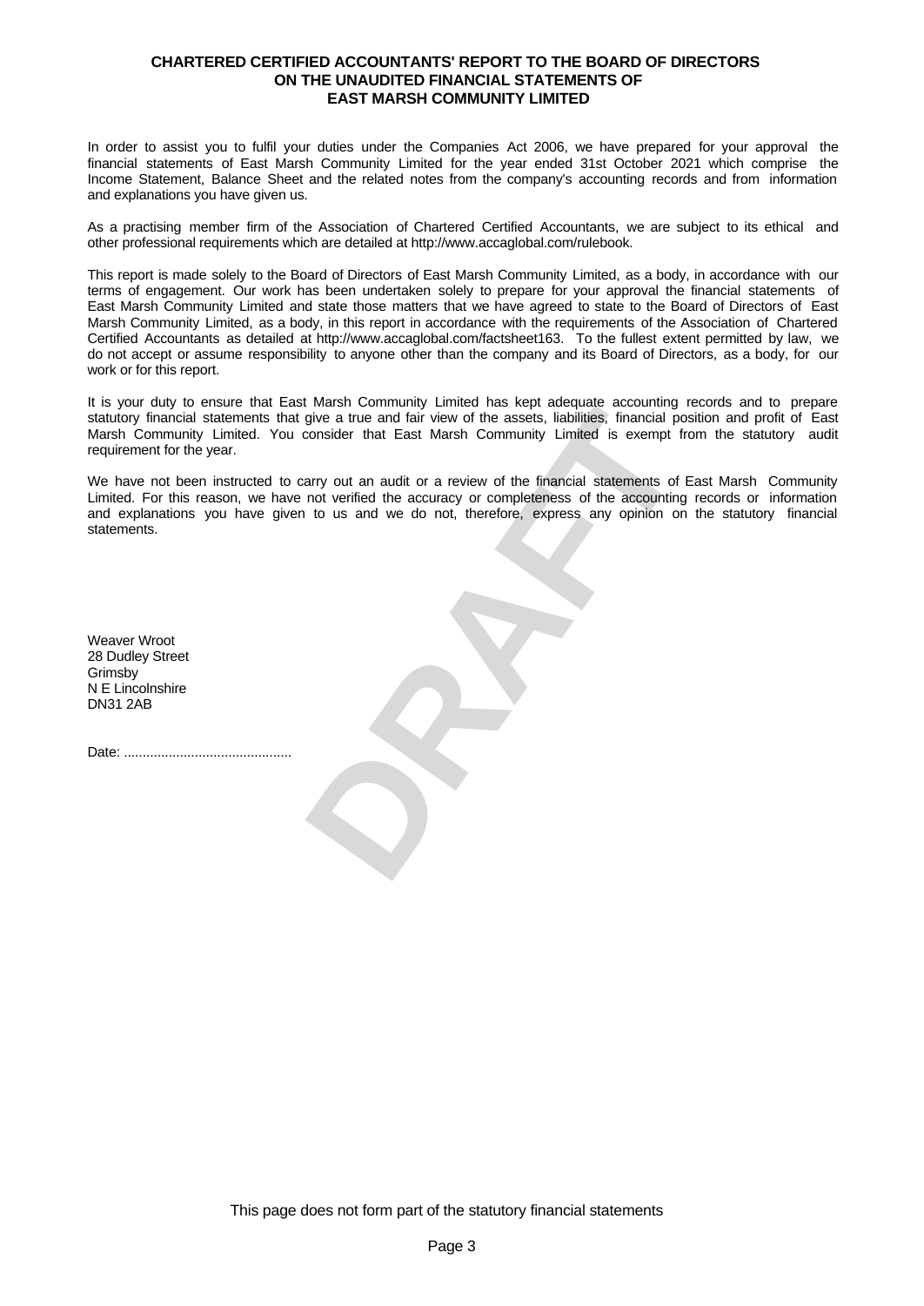# CHARTERED CERTIFIED ACCOUNTANTS' REPORT TO THE BOARD OF DIRECTORS ON THE UNAUDITED FINANCIAL STATEMENTS OF EAST MARSH COMMUNITY LIMITED

In order to assist you to fulfil your duties under the Companies Act 2006, we have prepared for your approval the financial statements of East Marsh Community Limited for the year ended 31st October 2021 which comprise the Income Statement, Balance Sheet and the related notes from the company's accounting records and from information and explanations you have given us.

As a practising member firm of the Association of Chartered Certified Accountants, we are subject to its ethical and other professional requirements which are detailed at http://www.accaglobal.com/rulebook.

This report is made solely to the Board of Directors of East Marsh Community Limited, as a body, in accordance with our terms of engagement. Our work has been undertaken solely to prepare for your approval the financial statements of East Marsh Community Limited and state those matters that we have agreed to state to the Board of Directors of East Marsh Community Limited, as a body, in this report in accordance with the requirements of the Association of Chartered Certified Accountants as detailed at http://www.accaglobal.com/factsheet163. To the fullest extent permitted by law, we do not accept or assume responsibility to anyone other than the company and its Board of Directors, as a body, for our work or for this report.

It is your duty to ensure that East Marsh Community Limited has kept adequate accounting records and to prepare statutory financial statements that give a true and fair view of the assets, liabilities, financial position and profit of East Marsh Community Limited. You consider that East Marsh Community Limited is exempt from the statutory audit requirement for the year.

We have not been instructed to carry out an audit or a review of the financial statements of East Marsh Community Limited. For this reason, we have not verified the accuracy or completeness of the accounting records or information and explanations you have given to us and we do not, therefore, express any opinion on the statutory financial statements.

Weaver Wroot
28 Dudley Street
Grimsby
N E Lincolnshire
DN31 2AB

Date: .............................................

This page does not form part of the statutory financial statements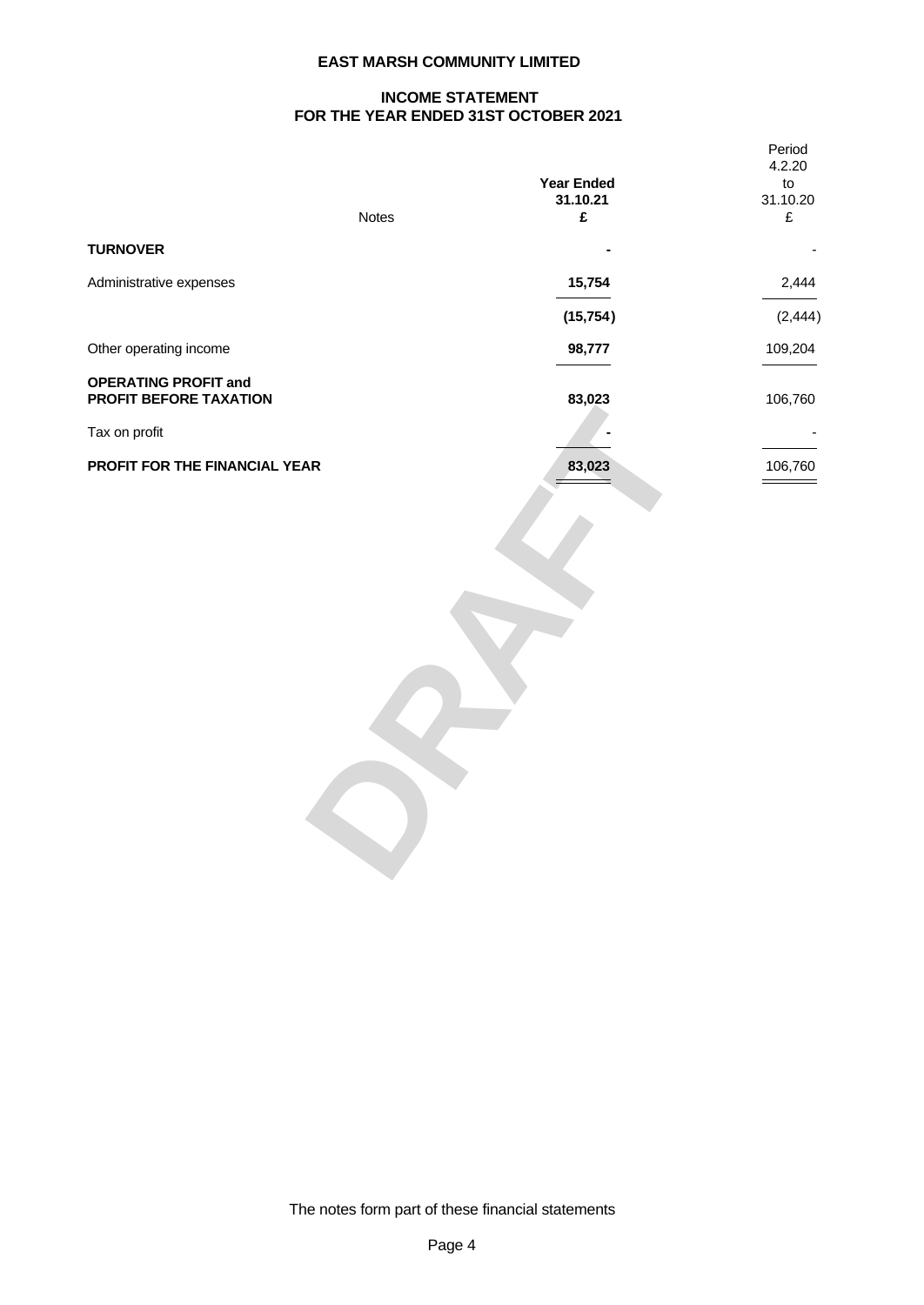**EAST MARSH COMMUNITY LIMITED**

**INCOME STATEMENT**
**FOR THE YEAR ENDED 31ST OCTOBER 2021**

| | Notes | Year Ended 31.10.21 £ | Period 4.2.20 to 31.10.20 £ |
|---|---|---|---|
| **TURNOVER** | | **-** | - |
| Administrative expenses | | **15,754** | 2,444 |
| | | **(15,754)** | (2,444) |
| Other operating income | | **98,777** | 109,204 |
| **OPERATING PROFIT and PROFIT BEFORE TAXATION** | | **83,023** | 106,760 |
| Tax on profit | | **-** | - |
| **PROFIT FOR THE FINANCIAL YEAR** | | **83,023** | 106,760 |

DRAFT

The notes form part of these financial statements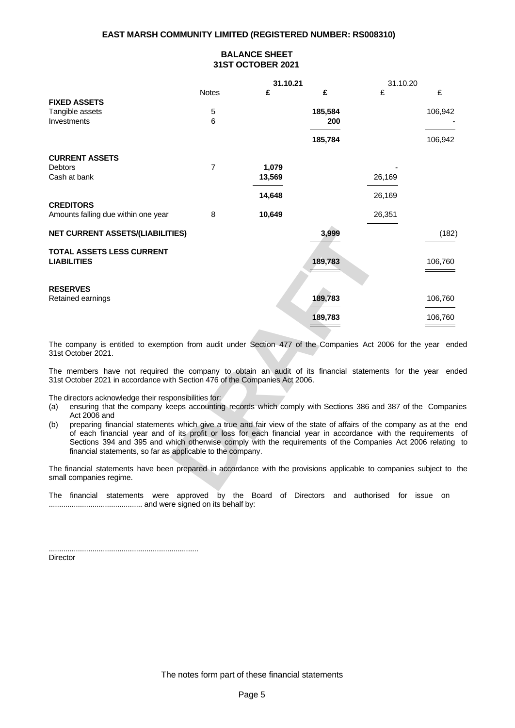**EAST MARSH COMMUNITY LIMITED (REGISTERED NUMBER: RS008310)**

# BALANCE SHEET
## 31ST OCTOBER 2021

| | Notes | 31.10.21 £ | 31.10.21 £ | 31.10.20 £ | 31.10.20 £ |
|---|---|---|---|---|---|
| **FIXED ASSETS** | | | | | |
| Tangible assets | 5 | | 185,584 | | 106,942 |
| Investments | 6 | | 200 | | - |
| | | | 185,784 | | 106,942 |
| **CURRENT ASSETS** | | | | | |
| Debtors | 7 | 1,079 | | - | |
| Cash at bank | | 13,569 | | 26,169 | |
| | | 14,648 | | 26,169 | |
| **CREDITORS** | | | | | |
| Amounts falling due within one year | 8 | 10,649 | | 26,351 | |
| **NET CURRENT ASSETS/(LIABILITIES)** | | | 3,999 | | (182) |
| **TOTAL ASSETS LESS CURRENT LIABILITIES** | | | 189,783 | | 106,760 |
| **RESERVES** | | | | | |
| Retained earnings | | | 189,783 | | 106,760 |
| | | | 189,783 | | 106,760 |

The company is entitled to exemption from audit under Section 477 of the Companies Act 2006 for the year ended 31st October 2021.

The members have not required the company to obtain an audit of its financial statements for the year ended 31st October 2021 in accordance with Section 476 of the Companies Act 2006.

The directors acknowledge their responsibilities for:

(a) ensuring that the company keeps accounting records which comply with Sections 386 and 387 of the Companies Act 2006 and

(b) preparing financial statements which give a true and fair view of the state of affairs of the company as at the end of each financial year and of its profit or loss for each financial year in accordance with the requirements of Sections 394 and 395 and which otherwise comply with the requirements of the Companies Act 2006 relating to financial statements, so far as applicable to the company.

The financial statements have been prepared in accordance with the provisions applicable to companies subject to the small companies regime.

The financial statements were approved by the Board of Directors and authorised for issue on ............................................ and were signed on its behalf by:

.......................................................................
Director

The notes form part of these financial statements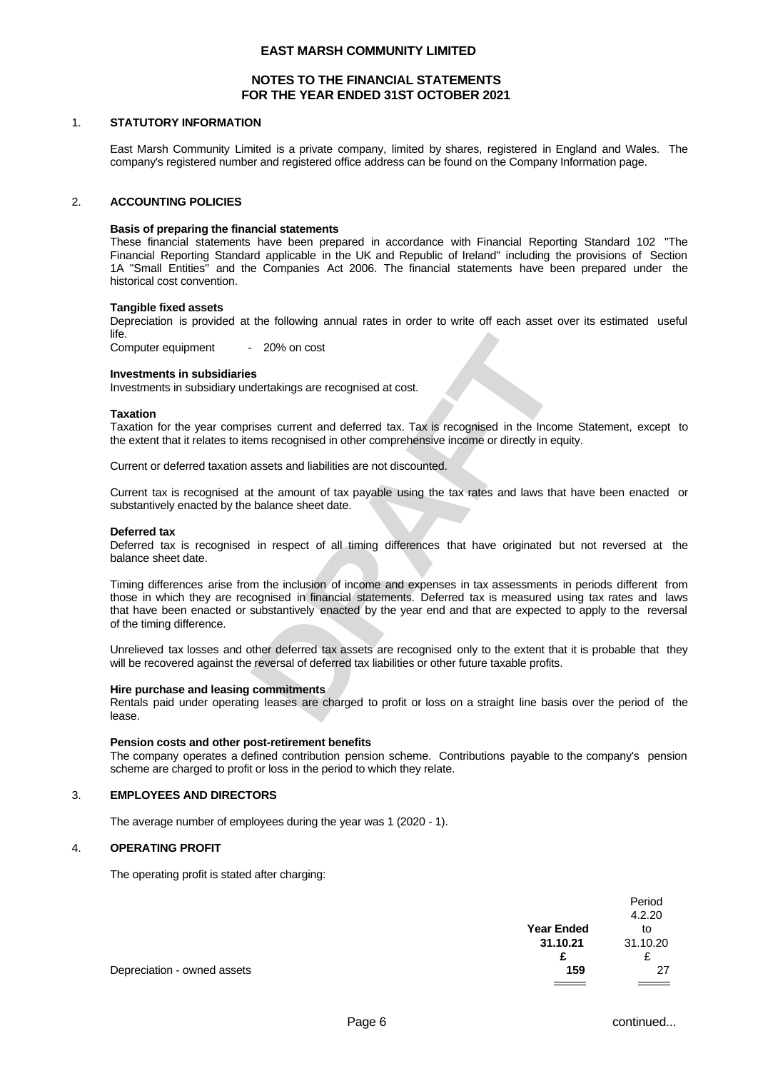# EAST MARSH COMMUNITY LIMITED

## NOTES TO THE FINANCIAL STATEMENTS FOR THE YEAR ENDED 31ST OCTOBER 2021

### 1. STATUTORY INFORMATION

East Marsh Community Limited is a private company, limited by shares, registered in England and Wales. The company's registered number and registered office address can be found on the Company Information page.

### 2. ACCOUNTING POLICIES

**Basis of preparing the financial statements**
These financial statements have been prepared in accordance with Financial Reporting Standard 102 "The Financial Reporting Standard applicable in the UK and Republic of Ireland" including the provisions of Section 1A "Small Entities" and the Companies Act 2006. The financial statements have been prepared under the historical cost convention.

**Tangible fixed assets**
Depreciation is provided at the following annual rates in order to write off each asset over its estimated useful life.

Computer equipment - 20% on cost

**Investments in subsidiaries**
Investments in subsidiary undertakings are recognised at cost.

**Taxation**
Taxation for the year comprises current and deferred tax. Tax is recognised in the Income Statement, except to the extent that it relates to items recognised in other comprehensive income or directly in equity.

Current or deferred taxation assets and liabilities are not discounted.

Current tax is recognised at the amount of tax payable using the tax rates and laws that have been enacted or substantively enacted by the balance sheet date.

**Deferred tax**
Deferred tax is recognised in respect of all timing differences that have originated but not reversed at the balance sheet date.

Timing differences arise from the inclusion of income and expenses in tax assessments in periods different from those in which they are recognised in financial statements. Deferred tax is measured using tax rates and laws that have been enacted or substantively enacted by the year end and that are expected to apply to the reversal of the timing difference.

Unrelieved tax losses and other deferred tax assets are recognised only to the extent that it is probable that they will be recovered against the reversal of deferred tax liabilities or other future taxable profits.

**Hire purchase and leasing commitments**
Rentals paid under operating leases are charged to profit or loss on a straight line basis over the period of the lease.

**Pension costs and other post-retirement benefits**
The company operates a defined contribution pension scheme. Contributions payable to the company's pension scheme are charged to profit or loss in the period to which they relate.

### 3. EMPLOYEES AND DIRECTORS

The average number of employees during the year was 1 (2020 - 1).

### 4. OPERATING PROFIT

The operating profit is stated after charging:

| | **Year Ended 31.10.21** | Period 4.2.20 to 31.10.20 |
|---|---|---|
| | **£** | £ |
| Depreciation - owned assets | **159** | 27 |

continued...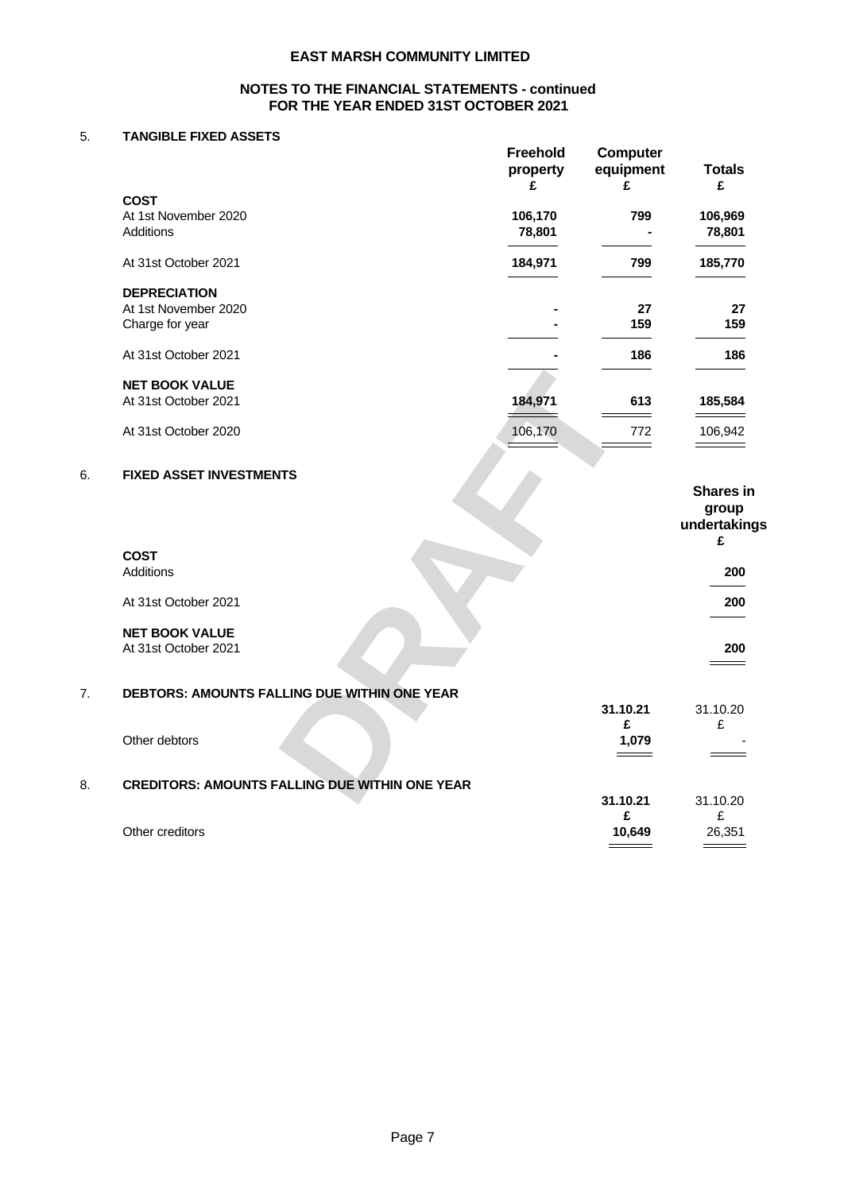**EAST MARSH COMMUNITY LIMITED**

**NOTES TO THE FINANCIAL STATEMENTS - continued**
**FOR THE YEAR ENDED 31ST OCTOBER 2021**

## 5. TANGIBLE FIXED ASSETS

| | Freehold property £ | Computer equipment £ | Totals £ |
|---|---|---|---|
| **COST** | | | |
| At 1st November 2020 | 106,170 | 799 | 106,969 |
| Additions | 78,801 | - | 78,801 |
| At 31st October 2021 | 184,971 | 799 | 185,770 |
| **DEPRECIATION** | | | |
| At 1st November 2020 | - | 27 | 27 |
| Charge for year | - | 159 | 159 |
| At 31st October 2021 | - | 186 | 186 |
| **NET BOOK VALUE** | | | |
| At 31st October 2021 | 184,971 | 613 | 185,584 |
| At 31st October 2020 | 106,170 | 772 | 106,942 |

## 6. FIXED ASSET INVESTMENTS

| | Shares in group undertakings £ |
|---|---|
| **COST** | |
| Additions | 200 |
| At 31st October 2021 | 200 |
| **NET BOOK VALUE** | |
| At 31st October 2021 | 200 |

## 7. DEBTORS: AMOUNTS FALLING DUE WITHIN ONE YEAR

| | 31.10.21 £ | 31.10.20 £ |
|---|---|---|
| Other debtors | 1,079 | - |

## 8. CREDITORS: AMOUNTS FALLING DUE WITHIN ONE YEAR

| | 31.10.21 £ | 31.10.20 £ |
|---|---|---|
| Other creditors | 10,649 | 26,351 |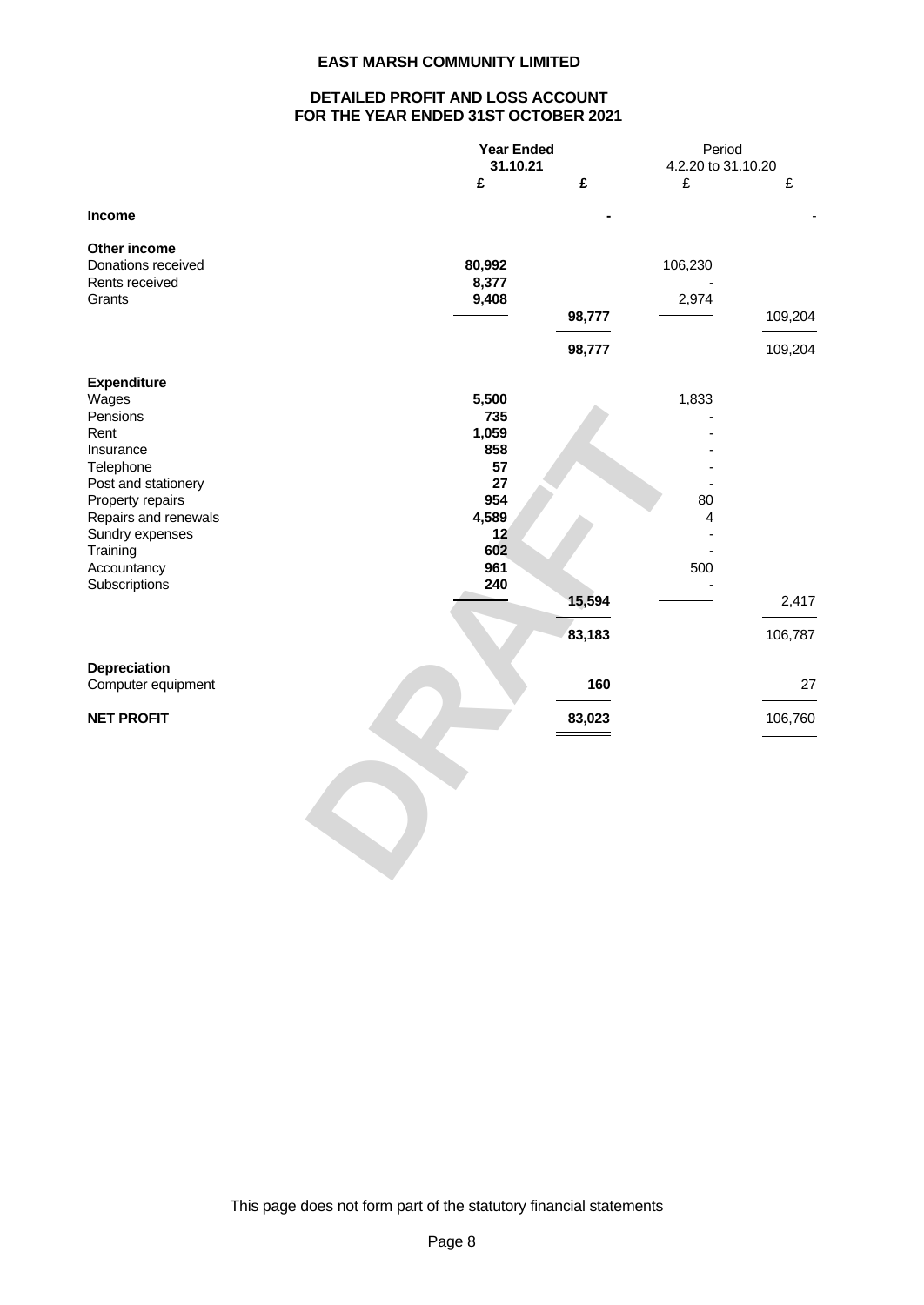**EAST MARSH COMMUNITY LIMITED**

**DETAILED PROFIT AND LOSS ACCOUNT**
**FOR THE YEAR ENDED 31ST OCTOBER 2021**

| | Year Ended 31.10.21 | | Period 4.2.20 to 31.10.20 | |
|---|---|---|---|---|
| | £ | £ | £ | £ |
| **Income** | | - | | - |
| **Other income** | | | | |
| Donations received | 80,992 | | 106,230 | |
| Rents received | 8,377 | | - | |
| Grants | 9,408 | | 2,974 | |
| | | 98,777 | | 109,204 |
| | | 98,777 | | 109,204 |
| **Expenditure** | | | | |
| Wages | 5,500 | | 1,833 | |
| Pensions | 735 | | - | |
| Rent | 1,059 | | - | |
| Insurance | 858 | | - | |
| Telephone | 57 | | - | |
| Post and stationery | 27 | | - | |
| Property repairs | 954 | | 80 | |
| Repairs and renewals | 4,589 | | 4 | |
| Sundry expenses | 12 | | - | |
| Training | 602 | | - | |
| Accountancy | 961 | | 500 | |
| Subscriptions | 240 | | - | |
| | | 15,594 | | 2,417 |
| | | 83,183 | | 106,787 |
| **Depreciation** | | | | |
| Computer equipment | | 160 | | 27 |
| **NET PROFIT** | | 83,023 | | 106,760 |

DRAFT

This page does not form part of the statutory financial statements